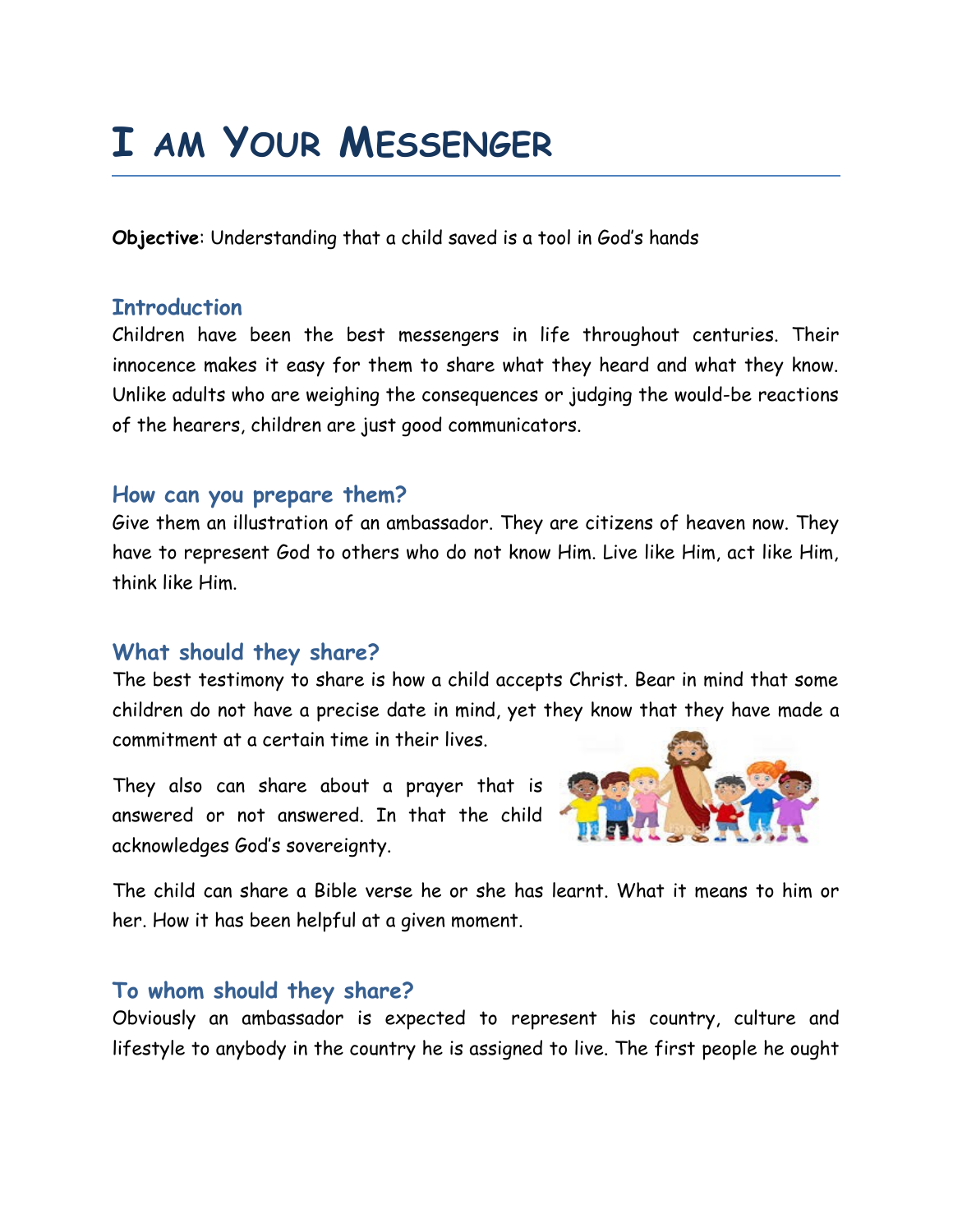# I am Your Messenger

**Objective**: Understanding that a child saved is a tool in God's hands

## Introduction

Children have been the best messengers in life throughout centuries. Their innocence makes it easy for them to share what they heard and what they know. Unlike adults who are weighing the consequences or judging the would-be reactions of the hearers, children are just good communicators.

## How can you prepare them?

Give them an illustration of an ambassador. They are citizens of heaven now. They have to represent God to others who do not know Him. Live like Him, act like Him, think like Him.

## What should they share?

The best testimony to share is how a child accepts Christ. Bear in mind that some children do not have a precise date in mind, yet they know that they have made a commitment at a certain time in their lives.

They also can share about a prayer that is answered or not answered. In that the child acknowledges God's sovereignty.

The child can share a Bible verse he or she has learnt. What it means to him or her. How it has been helpful at a given moment.

## To whom should they share?

Obviously an ambassador is expected to represent his country, culture and lifestyle to anybody in the country he is assigned to live. The first people he ought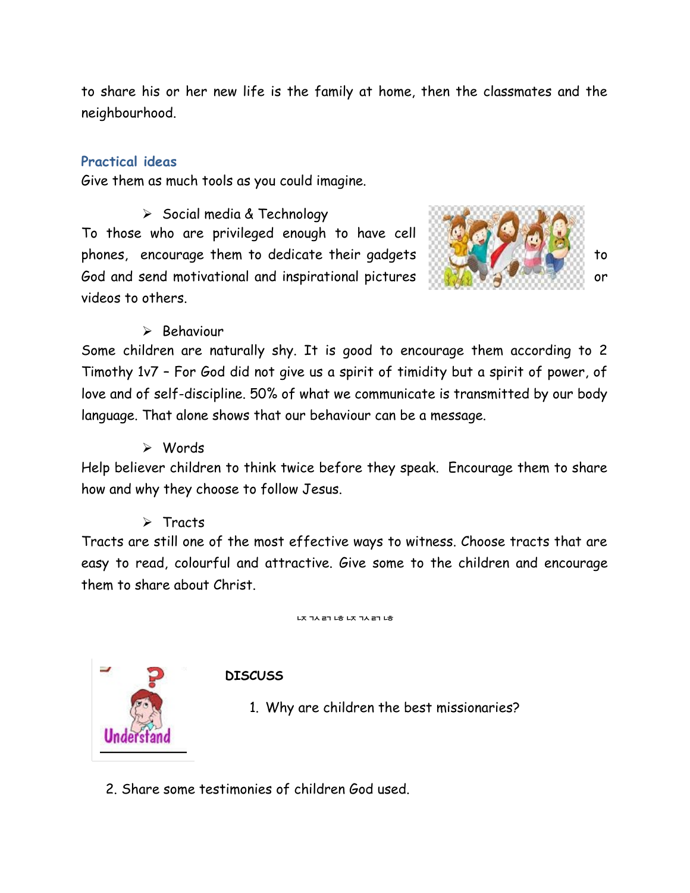to share his or her new life is the family at home, then the classmates and the neighbourhood.

## Practical ideas

Give them as much tools as you could imagine.

- Social media & Technology

To those who are privileged enough to have cell phones, encourage them to dedicate their gadgets to God and send motivational and inspirational pictures or videos to others.

- Behaviour

Some children are naturally shy. It is good to encourage them according to 2 Timothy 1v7 – For God did not give us a spirit of timidity but a spirit of power, of love and of self-discipline. 50% of what we communicate is transmitted by our body language. That alone shows that our behaviour can be a message.

- Words

Help believer children to think twice before they speak. Encourage them to share how and why they choose to follow Jesus.

- Tracts

Tracts are still one of the most effective ways to witness. Choose tracts that are easy to read, colourful and attractive. Give some to the children and encourage them to share about Christ.

**DISCUSS**

1. Why are children the best missionaries?

2. Share some testimonies of children God used.